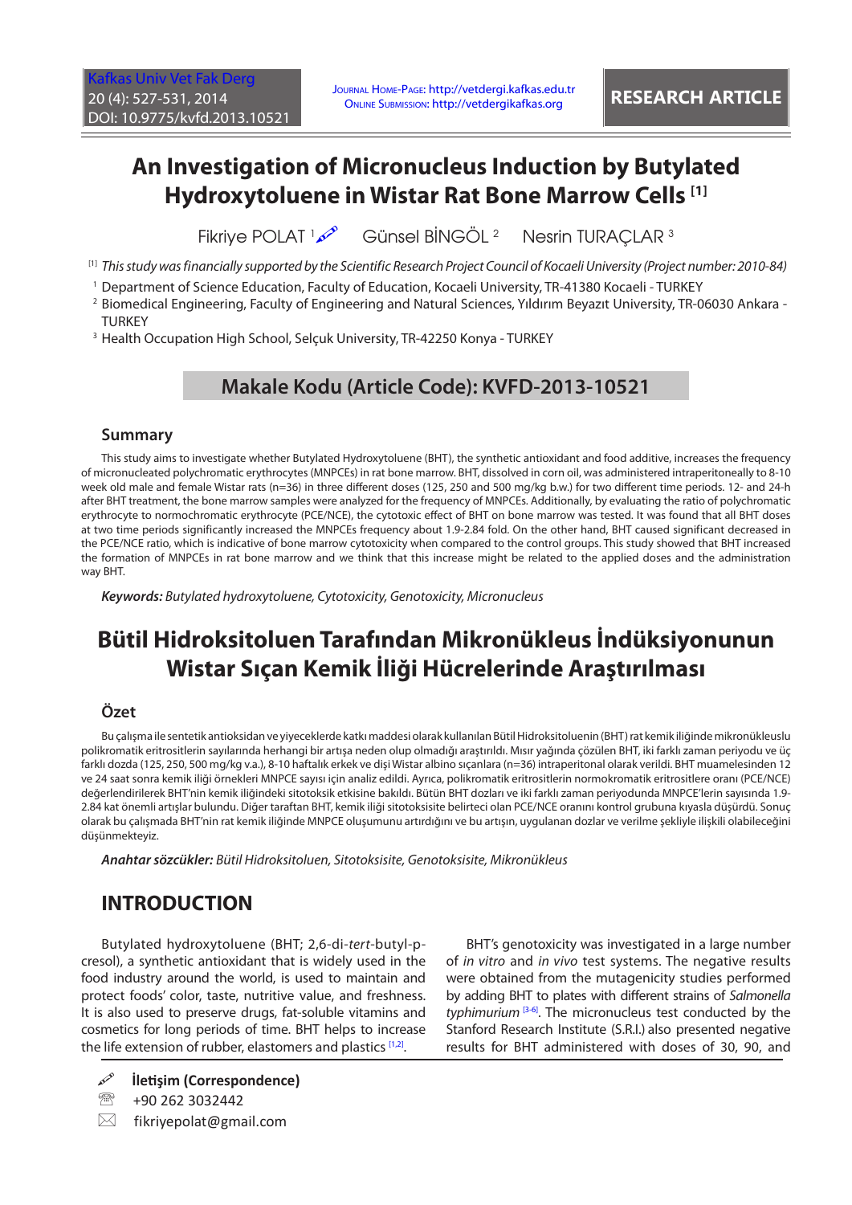# An Investigation of Micronucleus Induction by Butylated Hydroxytoluene in Wistar Rat Bone Marrow Cells [1]

Fikriye POLAT [1]   Günsel BİNGÖL [2]   Nesrin TURAÇLAR [3]

[1] *This study was financially supported by the Scientific Research Project Council of Kocaeli University (Project number: 2010-84)*

[1] Department of Science Education, Faculty of Education, Kocaeli University, TR-41380 Kocaeli - TURKEY
[2] Biomedical Engineering, Faculty of Engineering and Natural Sciences, Yıldırım Beyazıt University, TR-06030 Ankara - TURKEY
[3] Health Occupation High School, Selçuk University, TR-42250 Konya - TURKEY

**Makale Kodu (Article Code): KVFD-2013-10521**

## Summary

This study aims to investigate whether Butylated Hydroxytoluene (BHT), the synthetic antioxidant and food additive, increases the frequency of micronucleated polychromatic erythrocytes (MNPCEs) in rat bone marrow. BHT, dissolved in corn oil, was administered intraperitoneally to 8-10 week old male and female Wistar rats (n=36) in three different doses (125, 250 and 500 mg/kg b.w.) for two different time periods. 12- and 24-h after BHT treatment, the bone marrow samples were analyzed for the frequency of MNPCEs. Additionally, by evaluating the ratio of polychromatic erythrocyte to normochromatic erythrocyte (PCE/NCE), the cytotoxic effect of BHT on bone marrow was tested. It was found that all BHT doses at two time periods significantly increased the MNPCEs frequency about 1.9-2.84 fold. On the other hand, BHT caused significant decreased in the PCE/NCE ratio, which is indicative of bone marrow cytotoxicity when compared to the control groups. This study showed that BHT increased the formation of MNPCEs in rat bone marrow and we think that this increase might be related to the applied doses and the administration way BHT.

***Keywords:*** *Butylated hydroxytoluene, Cytotoxicity, Genotoxicity, Micronucleus*

# Bütil Hidroksitoluen Tarafından Mikronükleus İndüksiyonunun Wistar Sıçan Kemik İliği Hücrelerinde Araştırılması

## Özet

Bu çalışma ile sentetik antioksidan ve yiyeceklerde katkı maddesi olarak kullanılan Bütil Hidroksitoluenin (BHT) rat kemik iliğinde mikronükleuslu polikromatik eritrositlerin sayılarında herhangi bir artışa neden olup olmadığı araştırıldı. Mısır yağında çözülen BHT, iki farklı zaman periyodu ve üç farklı dozda (125, 250, 500 mg/kg v.a.), 8-10 haftalık erkek ve dişi Wistar albino sıçanlara (n=36) intraperitonal olarak verildi. BHT muamelesinden 12 ve 24 saat sonra kemik iliği örnekleri MNPCE sayısı için analiz edildi. Ayrıca, polikromatik eritrositlerin normokromatik eritrositlere oranı (PCE/NCE) değerlendirilerek BHT'nin kemik iliğindeki sitotoksik etkisine bakıldı. Bütün BHT dozları ve iki farklı zaman periyodunda MNPCE'lerin sayısında 1.9-2.84 kat önemli artışlar bulundu. Diğer taraftan BHT, kemik iliği sitotoksisite belirteci olan PCE/NCE oranını kontrol grubuna kıyasla düşürdü. Sonuç olarak bu çalışmada BHT'nin rat kemik iliğinde MNPCE oluşumunu artırdığını ve bu artışın, uygulanan dozlar ve verilme şekliyle ilişkili olabileceğini düşünmekteyiz.

***Anahtar sözcükler:*** *Bütil Hidroksitoluen, Sitotoksisite, Genotoksisite, Mikronükleus*

## INTRODUCTION

Butylated hydroxytoluene (BHT; 2,6-di-*tert*-butyl-p-cresol), a synthetic antioxidant that is widely used in the food industry around the world, is used to maintain and protect foods' color, taste, nutritive value, and freshness. It is also used to preserve drugs, fat-soluble vitamins and cosmetics for long periods of time. BHT helps to increase the life extension of rubber, elastomers and plastics [1,2].

BHT's genotoxicity was investigated in a large number of *in vitro* and *in vivo* test systems. The negative results were obtained from the mutagenicity studies performed by adding BHT to plates with different strains of *Salmonella typhimurium* [3-6]. The micronucleus test conducted by the Stanford Research Institute (S.R.I.) also presented negative results for BHT administered with doses of 30, 90, and

**İletişim (Correspondence)**
+90 262 3032442
fikriyepolat@gmail.com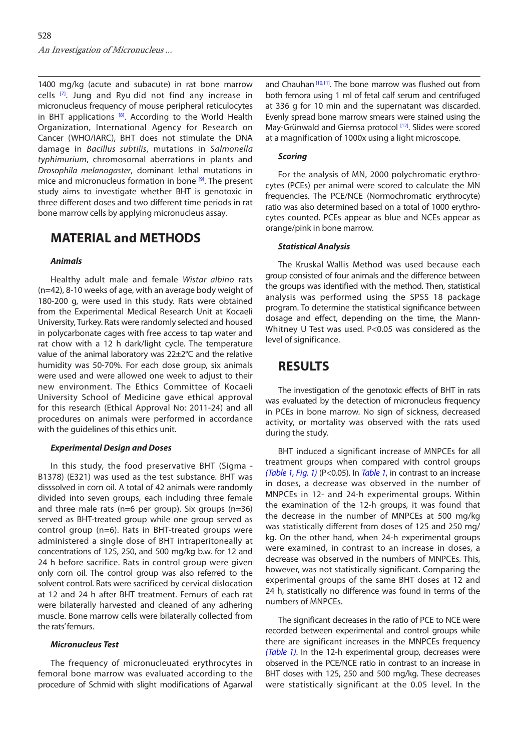1400 mg/kg (acute and subacute) in rat bone marrow cells [7]. Jung and Ryu did not find any increase in micronucleus frequency of mouse peripheral reticulocytes in BHT applications [8]. According to the World Health Organization, International Agency for Research on Cancer (WHO/IARC), BHT does not stimulate the DNA damage in *Bacillus subtilis*, mutations in *Salmonella typhimurium*, chromosomal aberrations in plants and *Drosophila melanogaster*, dominant lethal mutations in mice and micronucleus formation in bone [9]. The present study aims to investigate whether BHT is genotoxic in three different doses and two different time periods in rat bone marrow cells by applying micronucleus assay.

## MATERIAL and METHODS

### Animals

Healthy adult male and female *Wistar albino* rats (n=42), 8-10 weeks of age, with an average body weight of 180-200 g, were used in this study. Rats were obtained from the Experimental Medical Research Unit at Kocaeli University, Turkey. Rats were randomly selected and housed in polycarbonate cages with free access to tap water and rat chow with a 12 h dark/light cycle. The temperature value of the animal laboratory was 22±2°C and the relative humidity was 50-70%. For each dose group, six animals were used and were allowed one week to adjust to their new environment. The Ethics Committee of Kocaeli University School of Medicine gave ethical approval for this research (Ethical Approval No: 2011-24) and all procedures on animals were performed in accordance with the guidelines of this ethics unit.

### Experimental Design and Doses

In this study, the food preservative BHT (Sigma - B1378) (E321) was used as the test substance. BHT was disssolved in corn oil. A total of 42 animals were randomly divided into seven groups, each including three female and three male rats (n=6 per group). Six groups (n=36) served as BHT-treated group while one group served as control group (n=6). Rats in BHT-treated groups were administered a single dose of BHT intraperitoneally at concentrations of 125, 250, and 500 mg/kg b.w. for 12 and 24 h before sacrifice. Rats in control group were given only corn oil. The control group was also referred to the solvent control. Rats were sacrificed by cervical dislocation at 12 and 24 h after BHT treatment. Femurs of each rat were bilaterally harvested and cleaned of any adhering muscle. Bone marrow cells were bilaterally collected from the rats' femurs.

### Micronucleus Test

The frequency of micronucleuated erythrocytes in femoral bone marrow was evaluated according to the procedure of Schmid with slight modifications of Agarwal and Chauhan [10,11]. The bone marrow was flushed out from both femora using 1 ml of fetal calf serum and centrifuged at 336 g for 10 min and the supernatant was discarded. Evenly spread bone marrow smears were stained using the May-Grünwald and Giemsa protocol [12]. Slides were scored at a magnification of 1000x using a light microscope.

### Scoring

For the analysis of MN, 2000 polychromatic erythrocytes (PCEs) per animal were scored to calculate the MN frequencies. The PCE/NCE (Normochromatic erythrocyte) ratio was also determined based on a total of 1000 erythrocytes counted. PCEs appear as blue and NCEs appear as orange/pink in bone marrow.

### Statistical Analysis

The Kruskal Wallis Method was used because each group consisted of four animals and the difference between the groups was identified with the method. Then, statistical analysis was performed using the SPSS 18 package program. To determine the statistical significance between dosage and effect, depending on the time, the Mann-Whitney U Test was used. P<0.05 was considered as the level of significance.

## RESULTS

The investigation of the genotoxic effects of BHT in rats was evaluated by the detection of micronucleus frequency in PCEs in bone marrow. No sign of sickness, decreased activity, or mortality was observed with the rats used during the study.

BHT induced a significant increase of MNPCEs for all treatment groups when compared with control groups *(Table 1, Fig. 1)* (P<0.05). In *Table 1*, in contrast to an increase in doses, a decrease was observed in the number of MNPCEs in 12- and 24-h experimental groups. Within the examination of the 12-h groups, it was found that the decrease in the number of MNPCEs at 500 mg/kg was statistically different from doses of 125 and 250 mg/kg. On the other hand, when 24-h experimental groups were examined, in contrast to an increase in doses, a decrease was observed in the numbers of MNPCEs. This, however, was not statistically significant. Comparing the experimental groups of the same BHT doses at 12 and 24 h, statistically no difference was found in terms of the numbers of MNPCEs.

The significant decreases in the ratio of PCE to NCE were recorded between experimental and control groups while there are significant increases in the MNPCEs frequency *(Table 1)*. In the 12-h experimental group, decreases were observed in the PCE/NCE ratio in contrast to an increase in BHT doses with 125, 250 and 500 mg/kg. These decreases were statistically significant at the 0.05 level. In the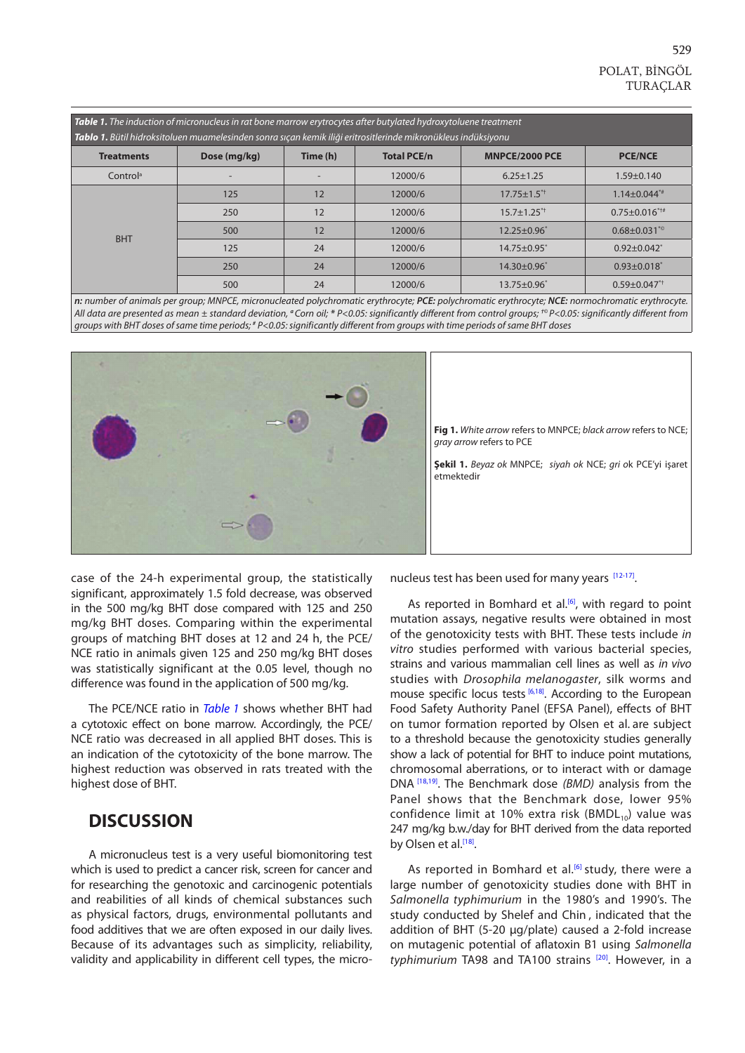**Table 1.** *The induction of micronucleus in rat bone marrow erytrocytes after butylated hydroxytoluene treatment*

**Tablo 1.** *Bütil hidroksitoluen muamelesinden sonra sıçan kemik iliği eritrositlerinde mikronükleus indüksiyonu*

| Treatments | Dose (mg/kg) | Time (h) | Total PCE/n | MNPCE/2000 PCE | PCE/NCE |
|---|---|---|---|---|---|
| Control[a] | - | - | 12000/6 | 6.25±1.25 | 1.59±0.140 |
| BHT | 125 | 12 | 12000/6 | 17.75±1.5*† | 1.14±0.044*# |
| | 250 | 12 | 12000/6 | 15.7±1.25*† | 0.75±0.016*†# |
| | 500 | 12 | 12000/6 | 12.25±0.96* | 0.68±0.031*© |
| | 125 | 24 | 12000/6 | 14.75±0.95* | 0.92±0.042* |
| | 250 | 24 | 12000/6 | 14.30±0.96* | 0.93±0.018* |
| | 500 | 24 | 12000/6 | 13.75±0.96* | 0.59±0.047*† |

*n: number of animals per group; MNPCE, micronucleated polychromatic erythrocyte; PCE: polychromatic erythrocyte; NCE: normochromatic erythrocyte. All data are presented as mean ± standard deviation, [a] Corn oil; * P<0.05: significantly different from control groups; †© P<0.05: significantly different from groups with BHT doses of same time periods; # P<0.05: significantly different from groups with time periods of same BHT doses*

**Fig 1.** *White arrow* refers to MNPCE; *black arrow* refers to NCE; *gray arrow* refers to PCE

**Şekil 1.** *Beyaz ok* MNPCE; *siyah ok* NCE; *gri ok* PCE'yi işaret etmektedir

case of the 24-h experimental group, the statistically significant, approximately 1.5 fold decrease, was observed in the 500 mg/kg BHT dose compared with 125 and 250 mg/kg BHT doses. Comparing within the experimental groups of matching BHT doses at 12 and 24 h, the PCE/NCE ratio in animals given 125 and 250 mg/kg BHT doses was statistically significant at the 0.05 level, though no difference was found in the application of 500 mg/kg.

The PCE/NCE ratio in *Table 1* shows whether BHT had a cytotoxic effect on bone marrow. Accordingly, the PCE/NCE ratio was decreased in all applied BHT doses. This is an indication of the cytotoxicity of the bone marrow. The highest reduction was observed in rats treated with the highest dose of BHT.

## DISCUSSION

A micronucleus test is a very useful biomonitoring test which is used to predict a cancer risk, screen for cancer and for researching the genotoxic and carcinogenic potentials and reabilities of all kinds of chemical substances such as physical factors, drugs, environmental pollutants and food additives that we are often exposed in our daily lives. Because of its advantages such as simplicity, reliability, validity and applicability in different cell types, the micronucleus test has been used for many years [12-17].

As reported in Bomhard et al.[6], with regard to point mutation assays, negative results were obtained in most of the genotoxicity tests with BHT. These tests include *in vitro* studies performed with various bacterial species, strains and various mammalian cell lines as well as *in vivo* studies with *Drosophila melanogaster*, silk worms and mouse specific locus tests [6,18]. According to the European Food Safety Authority Panel (EFSA Panel), effects of BHT on tumor formation reported by Olsen et al. are subject to a threshold because the genotoxicity studies generally show a lack of potential for BHT to induce point mutations, chromosomal aberrations, or to interact with or damage DNA [18,19]. The Benchmark dose *(BMD)* analysis from the Panel shows that the Benchmark dose, lower 95% confidence limit at 10% extra risk ($BMDL_{10}$) value was 247 mg/kg b.w./day for BHT derived from the data reported by Olsen et al.[18].

As reported in Bomhard et al.[6] study, there were a large number of genotoxicity studies done with BHT in *Salmonella typhimurium* in the 1980's and 1990's. The study conducted by Shelef and Chin , indicated that the addition of BHT (5-20 µg/plate) caused a 2-fold increase on mutagenic potential of aflatoxin B1 using *Salmonella typhimurium* TA98 and TA100 strains [20]. However, in a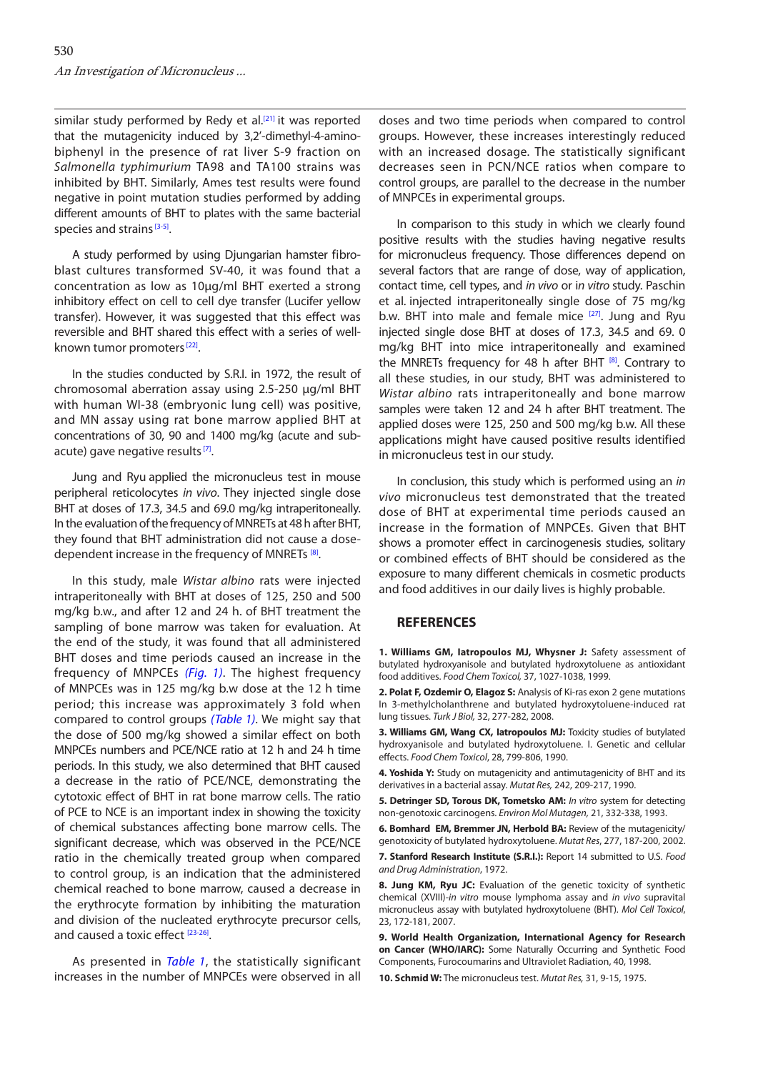similar study performed by Redy et al.[21] it was reported that the mutagenicity induced by 3,2′-dimethyl-4-aminobiphenyl in the presence of rat liver S-9 fraction on *Salmonella typhimurium* TA98 and TA100 strains was inhibited by BHT. Similarly, Ames test results were found negative in point mutation studies performed by adding different amounts of BHT to plates with the same bacterial species and strains [3-5].

A study performed by using Djungarian hamster fibroblast cultures transformed SV-40, it was found that a concentration as low as 10µg/ml BHT exerted a strong inhibitory effect on cell to cell dye transfer (Lucifer yellow transfer). However, it was suggested that this effect was reversible and BHT shared this effect with a series of well-known tumor promoters [22].

In the studies conducted by S.R.I. in 1972, the result of chromosomal aberration assay using 2.5-250 µg/ml BHT with human WI-38 (embryonic lung cell) was positive, and MN assay using rat bone marrow applied BHT at concentrations of 30, 90 and 1400 mg/kg (acute and sub-acute) gave negative results [7].

Jung and Ryu applied the micronucleus test in mouse peripheral reticolocytes *in vivo*. They injected single dose BHT at doses of 17.3, 34.5 and 69.0 mg/kg intraperitoneally. In the evaluation of the frequency of MNRETs at 48 h after BHT, they found that BHT administration did not cause a dose-dependent increase in the frequency of MNRETs [8].

In this study, male *Wistar albino* rats were injected intraperitoneally with BHT at doses of 125, 250 and 500 mg/kg b.w., and after 12 and 24 h. of BHT treatment the sampling of bone marrow was taken for evaluation. At the end of the study, it was found that all administered BHT doses and time periods caused an increase in the frequency of MNPCEs *(Fig. 1)*. The highest frequency of MNPCEs was in 125 mg/kg b.w dose at the 12 h time period; this increase was approximately 3 fold when compared to control groups *(Table 1)*. We might say that the dose of 500 mg/kg showed a similar effect on both MNPCEs numbers and PCE/NCE ratio at 12 h and 24 h time periods. In this study, we also determined that BHT caused a decrease in the ratio of PCE/NCE, demonstrating the cytotoxic effect of BHT in rat bone marrow cells. The ratio of PCE to NCE is an important index in showing the toxicity of chemical substances affecting bone marrow cells. The significant decrease, which was observed in the PCE/NCE ratio in the chemically treated group when compared to control group, is an indication that the administered chemical reached to bone marrow, caused a decrease in the erythrocyte formation by inhibiting the maturation and division of the nucleated erythrocyte precursor cells, and caused a toxic effect [23-26].

As presented in *Table 1*, the statistically significant increases in the number of MNPCEs were observed in all doses and two time periods when compared to control groups. However, these increases interestingly reduced with an increased dosage. The statistically significant decreases seen in PCN/NCE ratios when compare to control groups, are parallel to the decrease in the number of MNPCEs in experimental groups.

In comparison to this study in which we clearly found positive results with the studies having negative results for micronucleus frequency. Those differences depend on several factors that are range of dose, way of application, contact time, cell types, and *in vivo* or *in vitro* study. Paschin et al. injected intraperitoneally single dose of 75 mg/kg b.w. BHT into male and female mice [27]. Jung and Ryu injected single dose BHT at doses of 17.3, 34.5 and 69. 0 mg/kg BHT into mice intraperitoneally and examined the MNRETs frequency for 48 h after BHT [8]. Contrary to all these studies, in our study, BHT was administered to *Wistar albino* rats intraperitoneally and bone marrow samples were taken 12 and 24 h after BHT treatment. The applied doses were 125, 250 and 500 mg/kg b.w. All these applications might have caused positive results identified in micronucleus test in our study.

In conclusion, this study which is performed using an *in vivo* micronucleus test demonstrated that the treated dose of BHT at experimental time periods caused an increase in the formation of MNPCEs. Given that BHT shows a promoter effect in carcinogenesis studies, solitary or combined effects of BHT should be considered as the exposure to many different chemicals in cosmetic products and food additives in our daily lives is highly probable.

## REFERENCES

**1. Williams GM, Iatropoulos MJ, Whysner J:** Safety assessment of butylated hydroxyanisole and butylated hydroxytoluene as antioxidant food additives. *Food Chem Toxicol,* 37, 1027-1038, 1999.

**2. Polat F, Ozdemir O, Elagoz S:** Analysis of Ki-ras exon 2 gene mutations In 3-methylcholanthrene and butylated hydroxytoluene-induced rat lung tissues. *Turk J Biol,* 32, 277-282, 2008.

**3. Williams GM, Wang CX, Iatropoulos MJ:** Toxicity studies of butylated hydroxyanisole and butylated hydroxytoluene. I. Genetic and cellular effects. *Food Chem Toxicol*, 28, 799-806, 1990.

**4. Yoshida Y:** Study on mutagenicity and antimutagenicity of BHT and its derivatives in a bacterial assay. *Mutat Res,* 242, 209-217, 1990.

**5. Detringer SD, Torous DK, Tometsko AM:** *In vitro* system for detecting non-genotoxic carcinogens. *Environ Mol Mutagen,* 21, 332-338, 1993.

**6. Bomhard EM, Bremmer JN, Herbold BA:** Review of the mutagenicity/ genotoxicity of butylated hydroxytoluene. *Mutat Res*, 277, 187-200, 2002.

**7. Stanford Research Institute (S.R.I.):** Report 14 submitted to U.S. *Food and Drug Administration*, 1972.

**8. Jung KM, Ryu JC:** Evaluation of the genetic toxicity of synthetic chemical (XVIII)-*in vitro* mouse lymphoma assay and *in vivo* supravital micronucleus assay with butylated hydroxytoluene (BHT). *Mol Cell Toxicol*, 23, 172-181, 2007.

**9. World Health Organization, International Agency for Research on Cancer (WHO/IARC):** Some Naturally Occurring and Synthetic Food Components, Furocoumarins and Ultraviolet Radiation, 40, 1998.

**10. Schmid W:** The micronucleus test. *Mutat Res,* 31, 9-15, 1975.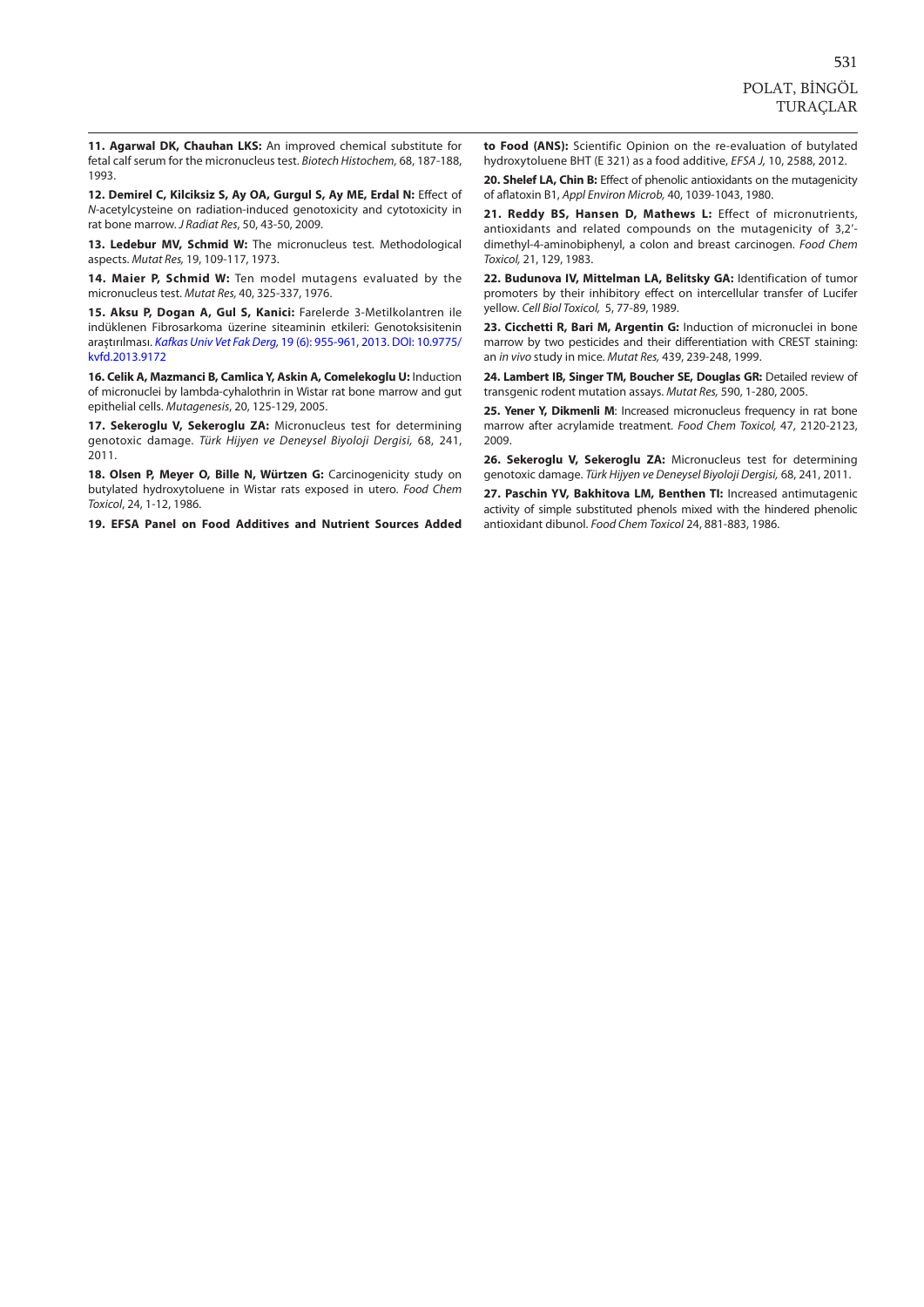**11. Agarwal DK, Chauhan LKS:** An improved chemical substitute for fetal calf serum for the micronucleus test. *Biotech Histochem,* 68, 187-188, 1993.

**12. Demirel C, Kilciksiz S, Ay OA, Gurgul S, Ay ME, Erdal N:** Effect of *N*-acetylcysteine on radiation-induced genotoxicity and cytotoxicity in rat bone marrow. *J Radiat Res*, 50, 43-50, 2009.

**13. Ledebur MV, Schmid W:** The micronucleus test. Methodological aspects. *Mutat Res,* 19, 109-117, 1973.

**14. Maier P, Schmid W:** Ten model mutagens evaluated by the micronucleus test. *Mutat Res,* 40, 325-337, 1976.

**15. Aksu P, Dogan A, Gul S, Kanici:** Farelerde 3-Metilkolantren ile indüklenen Fibrosarkoma üzerine siteaminin etkileri: Genotoksisitenin araştırılması. *Kafkas Univ Vet Fak Derg,* 19 (6): 955-961, 2013. DOI: 10.9775/kvfd.2013.9172

**16. Celik A, Mazmanci B, Camlica Y, Askin A, Comelekoglu U:** Induction of micronuclei by lambda-cyhalothrin in Wistar rat bone marrow and gut epithelial cells. *Mutagenesis*, 20, 125-129, 2005.

**17. Sekeroglu V, Sekeroglu ZA:** Micronucleus test for determining genotoxic damage. *Türk Hijyen ve Deneysel Biyoloji Dergisi,* 68, 241, 2011.

**18. Olsen P, Meyer O, Bille N, Würtzen G:** Carcinogenicity study on butylated hydroxytoluene in Wistar rats exposed in utero. *Food Chem Toxicol*, 24, 1-12, 1986.

**19. EFSA Panel on Food Additives and Nutrient Sources Added to Food (ANS):** Scientific Opinion on the re-evaluation of butylated hydroxytoluene BHT (E 321) as a food additive, *EFSA J,* 10, 2588, 2012.

**20. Shelef LA, Chin B:** Effect of phenolic antioxidants on the mutagenicity of aflatoxin B1, *Appl Environ Microb,* 40, 1039-1043, 1980.

**21. Reddy BS, Hansen D, Mathews L:** Effect of micronutrients, antioxidants and related compounds on the mutagenicity of 3,2'-dimethyl-4-aminobiphenyl, a colon and breast carcinogen. *Food Chem Toxicol,* 21, 129, 1983.

**22. Budunova IV, Mittelman LA, Belitsky GA:** Identification of tumor promoters by their inhibitory effect on intercellular transfer of Lucifer yellow. *Cell Biol Toxicol,* 5, 77-89, 1989.

**23. Cicchetti R, Bari M, Argentin G:** Induction of micronuclei in bone marrow by two pesticides and their differentiation with CREST staining: an *in vivo* study in mice. *Mutat Res,* 439, 239-248, 1999.

**24. Lambert IB, Singer TM, Boucher SE, Douglas GR:** Detailed review of transgenic rodent mutation assays. *Mutat Res,* 590, 1-280, 2005.

**25. Yener Y, Dikmenli M**: Increased micronucleus frequency in rat bone marrow after acrylamide treatment. *Food Chem Toxicol,* 47, 2120-2123, 2009.

**26. Sekeroglu V, Sekeroglu ZA:** Micronucleus test for determining genotoxic damage. *Türk Hijyen ve Deneysel Biyoloji Dergisi,* 68, 241, 2011.

**27. Paschin YV, Bakhitova LM, Benthen TI:** Increased antimutagenic activity of simple substituted phenols mixed with the hindered phenolic antioxidant dibunol. *Food Chem Toxicol* 24, 881-883, 1986.